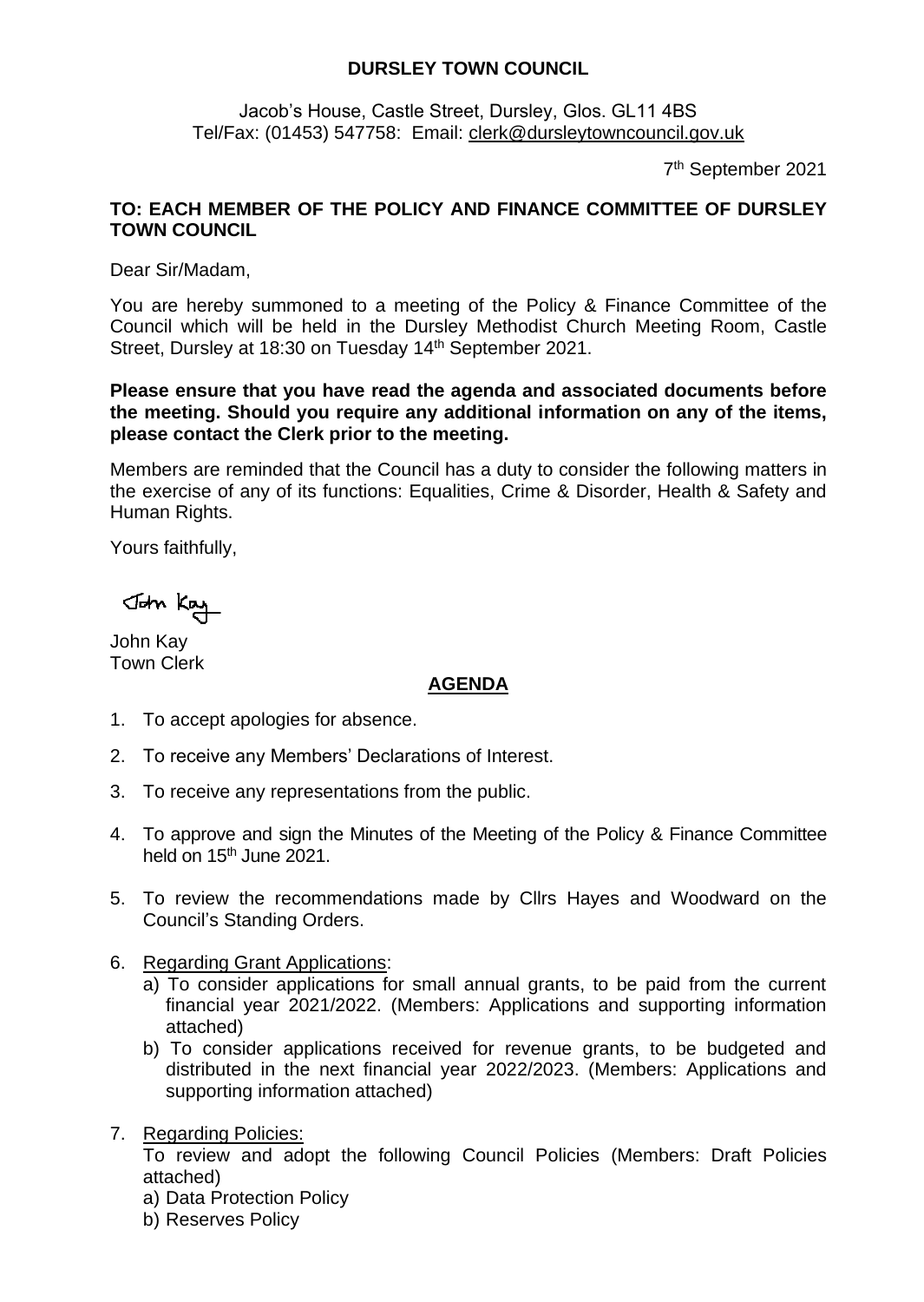**DURSLEY TOWN COUNCIL**

Jacob's House, Castle Street, Dursley, Glos. GL11 4BS
Tel/Fax: (01453) 547758: Email: clerk@dursleytowncouncil.gov.uk

7th September 2021

**TO: EACH MEMBER OF THE POLICY AND FINANCE COMMITTEE OF DURSLEY TOWN COUNCIL**

Dear Sir/Madam,

You are hereby summoned to a meeting of the Policy & Finance Committee of the Council which will be held in the Dursley Methodist Church Meeting Room, Castle Street, Dursley at 18:30 on Tuesday 14th September 2021.

**Please ensure that you have read the agenda and associated documents before the meeting. Should you require any additional information on any of the items, please contact the Clerk prior to the meeting.**

Members are reminded that the Council has a duty to consider the following matters in the exercise of any of its functions: Equalities, Crime & Disorder, Health & Safety and Human Rights.

Yours faithfully,

John Kay

John Kay
Town Clerk

## AGENDA

1. To accept apologies for absence.
2. To receive any Members' Declarations of Interest.
3. To receive any representations from the public.
4. To approve and sign the Minutes of the Meeting of the Policy & Finance Committee held on 15th June 2021.
5. To review the recommendations made by Cllrs Hayes and Woodward on the Council's Standing Orders.
6. Regarding Grant Applications:
   a) To consider applications for small annual grants, to be paid from the current financial year 2021/2022. (Members: Applications and supporting information attached)
   b) To consider applications received for revenue grants, to be budgeted and distributed in the next financial year 2022/2023. (Members: Applications and supporting information attached)
7. Regarding Policies:
   To review and adopt the following Council Policies (Members: Draft Policies attached)
   a) Data Protection Policy
   b) Reserves Policy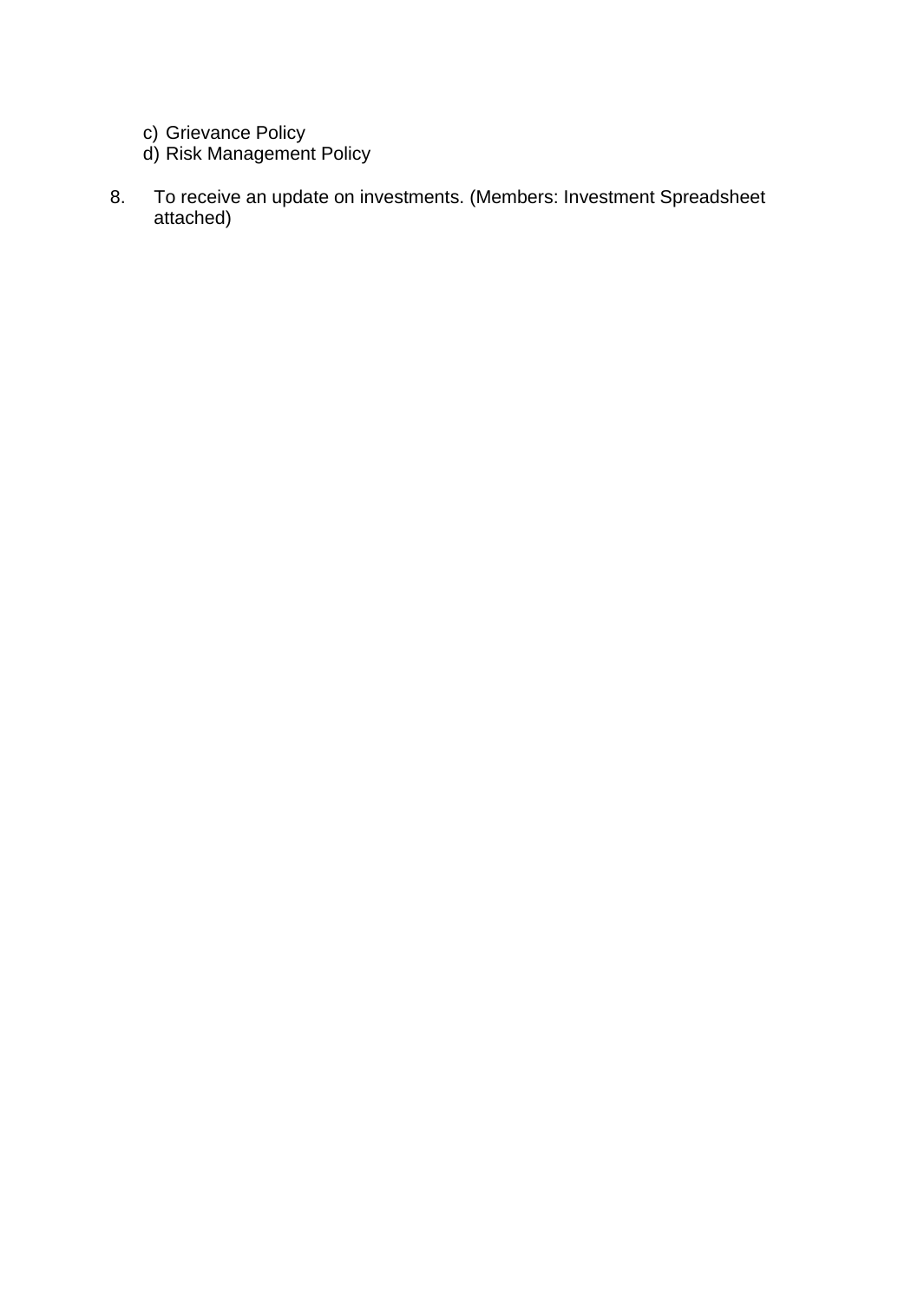c) Grievance Policy
d) Risk Management Policy

8. To receive an update on investments. (Members: Investment Spreadsheet attached)